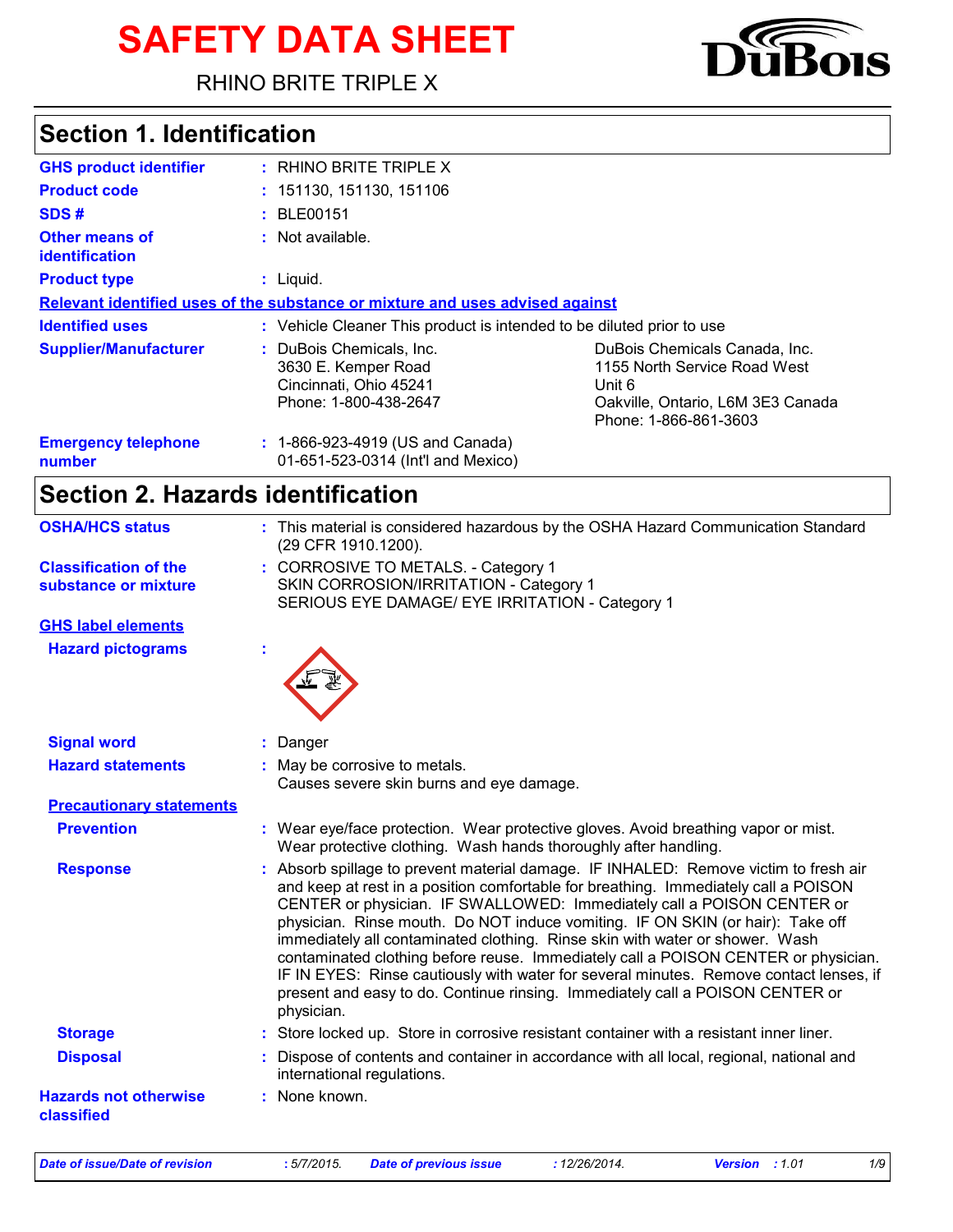# SAFETY DATA SHEET

RHINO BRITE TRIPLE X

DuBois

## Section 1. Identification

| | | |
|---|---|---|
| **GHS product identifier** | : RHINO BRITE TRIPLE X | |
| **Product code** | : 151130, 151130, 151106 | |
| **SDS #** | : BLE00151 | |
| **Other means of identification** | : Not available. | |
| **Product type** | : Liquid. | |

**Relevant identified uses of the substance or mixture and uses advised against**

| | | |
|---|---|---|
| **Identified uses** | : Vehicle Cleaner This product is intended to be diluted prior to use | |
| **Supplier/Manufacturer** | : DuBois Chemicals, Inc.<br>3630 E. Kemper Road<br>Cincinnati, Ohio 45241<br>Phone: 1-800-438-2647 | DuBois Chemicals Canada, Inc.<br>1155 North Service Road West<br>Unit 6<br>Oakville, Ontario, L6M 3E3 Canada<br>Phone: 1-866-861-3603 |
| **Emergency telephone number** | : 1-866-923-4919 (US and Canada)<br>01-651-523-0314 (Int'l and Mexico) | |

## Section 2. Hazards identification

| | |
|---|---|
| **OSHA/HCS status** | : This material is considered hazardous by the OSHA Hazard Communication Standard (29 CFR 1910.1200). |
| **Classification of the substance or mixture** | : CORROSIVE TO METALS. - Category 1<br>SKIN CORROSION/IRRITATION - Category 1<br>SERIOUS EYE DAMAGE/ EYE IRRITATION - Category 1 |

**GHS label elements**

| | |
|---|---|
| **Hazard pictograms** | : |
| **Signal word** | : Danger |
| **Hazard statements** | : May be corrosive to metals.<br>Causes severe skin burns and eye damage. |

**Precautionary statements**

| | |
|---|---|
| **Prevention** | : Wear eye/face protection. Wear protective gloves. Avoid breathing vapor or mist. Wear protective clothing. Wash hands thoroughly after handling. |
| **Response** | : Absorb spillage to prevent material damage. IF INHALED: Remove victim to fresh air and keep at rest in a position comfortable for breathing. Immediately call a POISON CENTER or physician. IF SWALLOWED: Immediately call a POISON CENTER or physician. Rinse mouth. Do NOT induce vomiting. IF ON SKIN (or hair): Take off immediately all contaminated clothing. Rinse skin with water or shower. Wash contaminated clothing before reuse. Immediately call a POISON CENTER or physician. IF IN EYES: Rinse cautiously with water for several minutes. Remove contact lenses, if present and easy to do. Continue rinsing. Immediately call a POISON CENTER or physician. |
| **Storage** | : Store locked up. Store in corrosive resistant container with a resistant inner liner. |
| **Disposal** | : Dispose of contents and container in accordance with all local, regional, national and international regulations. |
| **Hazards not otherwise classified** | : None known. |

*Date of issue/Date of revision* : 5/7/2015. *Date of previous issue* : 12/26/2014. *Version* : 1.01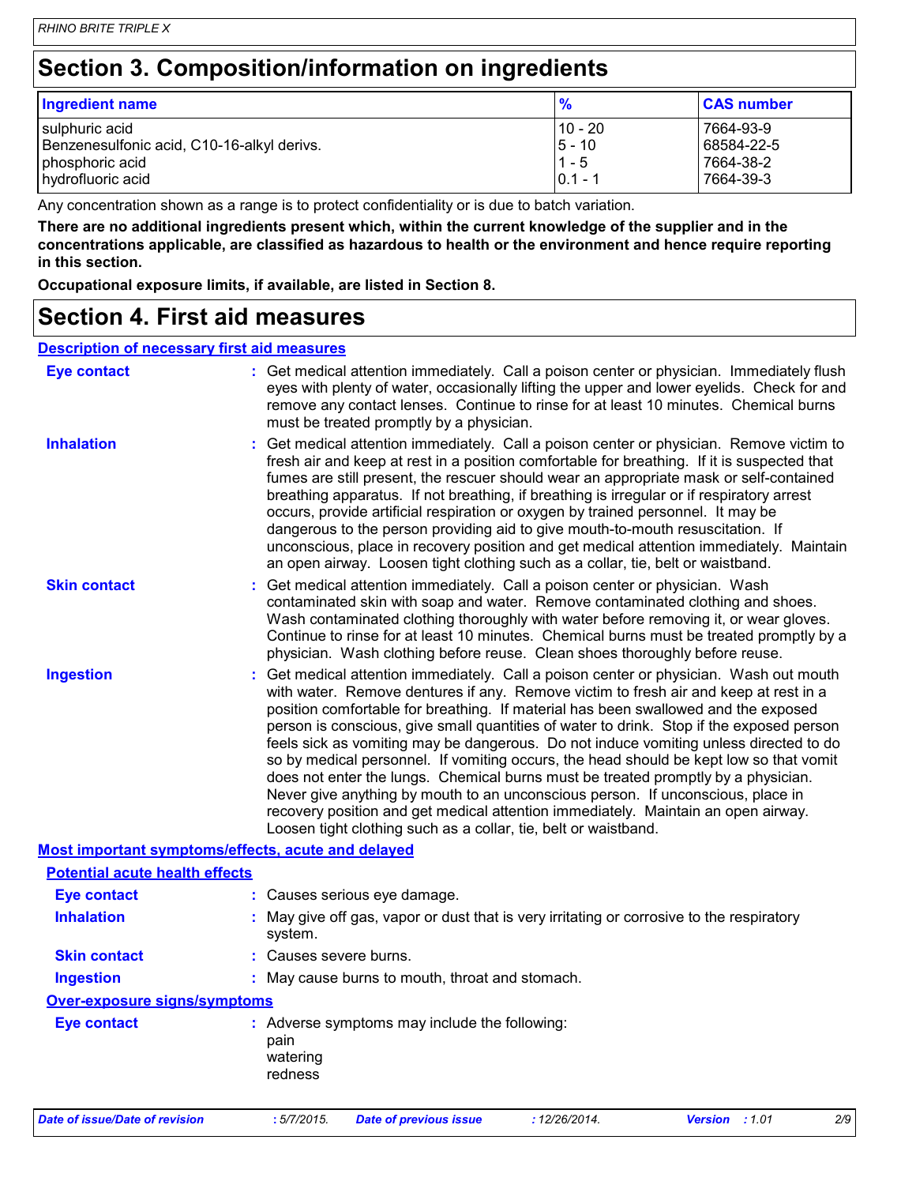## Section 3. Composition/information on ingredients

| Ingredient name | % | CAS number |
|---|---|---|
| sulphuric acid | 10 - 20 | 7664-93-9 |
| Benzenesulfonic acid, C10-16-alkyl derivs. | 5 - 10 | 68584-22-5 |
| phosphoric acid | 1 - 5 | 7664-38-2 |
| hydrofluoric acid | 0.1 - 1 | 7664-39-3 |

Any concentration shown as a range is to protect confidentiality or is due to batch variation.

**There are no additional ingredients present which, within the current knowledge of the supplier and in the concentrations applicable, are classified as hazardous to health or the environment and hence require reporting in this section.**

**Occupational exposure limits, if available, are listed in Section 8.**

## Section 4. First aid measures

### Description of necessary first aid measures

**Eye contact** : Get medical attention immediately. Call a poison center or physician. Immediately flush eyes with plenty of water, occasionally lifting the upper and lower eyelids. Check for and remove any contact lenses. Continue to rinse for at least 10 minutes. Chemical burns must be treated promptly by a physician.

**Inhalation** : Get medical attention immediately. Call a poison center or physician. Remove victim to fresh air and keep at rest in a position comfortable for breathing. If it is suspected that fumes are still present, the rescuer should wear an appropriate mask or self-contained breathing apparatus. If not breathing, if breathing is irregular or if respiratory arrest occurs, provide artificial respiration or oxygen by trained personnel. It may be dangerous to the person providing aid to give mouth-to-mouth resuscitation. If unconscious, place in recovery position and get medical attention immediately. Maintain an open airway. Loosen tight clothing such as a collar, tie, belt or waistband.

**Skin contact** : Get medical attention immediately. Call a poison center or physician. Wash contaminated skin with soap and water. Remove contaminated clothing and shoes. Wash contaminated clothing thoroughly with water before removing it, or wear gloves. Continue to rinse for at least 10 minutes. Chemical burns must be treated promptly by a physician. Wash clothing before reuse. Clean shoes thoroughly before reuse.

**Ingestion** : Get medical attention immediately. Call a poison center or physician. Wash out mouth with water. Remove dentures if any. Remove victim to fresh air and keep at rest in a position comfortable for breathing. If material has been swallowed and the exposed person is conscious, give small quantities of water to drink. Stop if the exposed person feels sick as vomiting may be dangerous. Do not induce vomiting unless directed to do so by medical personnel. If vomiting occurs, the head should be kept low so that vomit does not enter the lungs. Chemical burns must be treated promptly by a physician. Never give anything by mouth to an unconscious person. If unconscious, place in recovery position and get medical attention immediately. Maintain an open airway. Loosen tight clothing such as a collar, tie, belt or waistband.

### Most important symptoms/effects, acute and delayed

#### Potential acute health effects

**Eye contact** : Causes serious eye damage.

**Inhalation** : May give off gas, vapor or dust that is very irritating or corrosive to the respiratory system.

**Skin contact** : Causes severe burns.

**Ingestion** : May cause burns to mouth, throat and stomach.

#### Over-exposure signs/symptoms

**Eye contact** : Adverse symptoms may include the following:
pain
watering
redness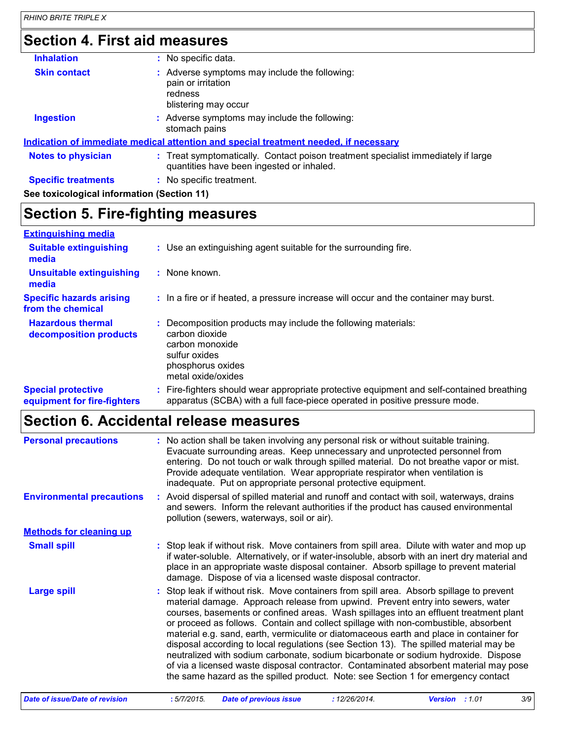## Section 4. First aid measures

**Inhalation** : No specific data.

**Skin contact** : Adverse symptoms may include the following:
pain or irritation
redness
blistering may occur

**Ingestion** : Adverse symptoms may include the following:
stomach pains

**Indication of immediate medical attention and special treatment needed, if necessary**

**Notes to physician** : Treat symptomatically. Contact poison treatment specialist immediately if large quantities have been ingested or inhaled.

**Specific treatments** : No specific treatment.

**See toxicological information (Section 11)**

## Section 5. Fire-fighting measures

**Extinguishing media**

**Suitable extinguishing media** : Use an extinguishing agent suitable for the surrounding fire.

**Unsuitable extinguishing media** : None known.

**Specific hazards arising from the chemical** : In a fire or if heated, a pressure increase will occur and the container may burst.

**Hazardous thermal decomposition products** : Decomposition products may include the following materials:
carbon dioxide
carbon monoxide
sulfur oxides
phosphorus oxides
metal oxide/oxides

**Special protective equipment for fire-fighters** : Fire-fighters should wear appropriate protective equipment and self-contained breathing apparatus (SCBA) with a full face-piece operated in positive pressure mode.

## Section 6. Accidental release measures

**Personal precautions** : No action shall be taken involving any personal risk or without suitable training. Evacuate surrounding areas. Keep unnecessary and unprotected personnel from entering. Do not touch or walk through spilled material. Do not breathe vapor or mist. Provide adequate ventilation. Wear appropriate respirator when ventilation is inadequate. Put on appropriate personal protective equipment.

**Environmental precautions** : Avoid dispersal of spilled material and runoff and contact with soil, waterways, drains and sewers. Inform the relevant authorities if the product has caused environmental pollution (sewers, waterways, soil or air).

**Methods for cleaning up**

**Small spill** : Stop leak if without risk. Move containers from spill area. Dilute with water and mop up if water-soluble. Alternatively, or if water-insoluble, absorb with an inert dry material and place in an appropriate waste disposal container. Absorb spillage to prevent material damage. Dispose of via a licensed waste disposal contractor.

**Large spill** : Stop leak if without risk. Move containers from spill area. Absorb spillage to prevent material damage. Approach release from upwind. Prevent entry into sewers, water courses, basements or confined areas. Wash spillages into an effluent treatment plant or proceed as follows. Contain and collect spillage with non-combustible, absorbent material e.g. sand, earth, vermiculite or diatomaceous earth and place in container for disposal according to local regulations (see Section 13). The spilled material may be neutralized with sodium carbonate, sodium bicarbonate or sodium hydroxide. Dispose of via a licensed waste disposal contractor. Contaminated absorbent material may pose the same hazard as the spilled product. Note: see Section 1 for emergency contact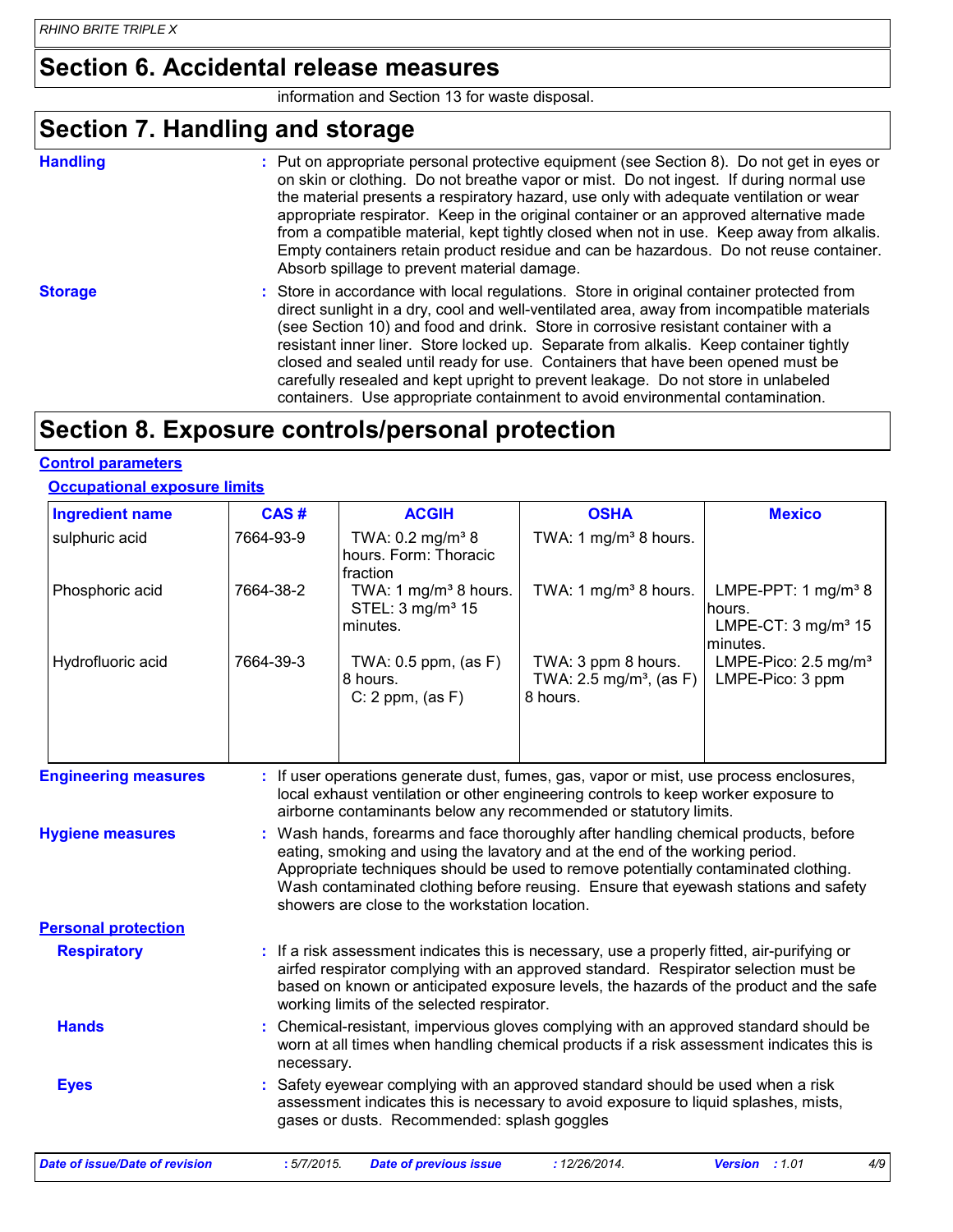## Section 6. Accidental release measures

information and Section 13 for waste disposal.

## Section 7. Handling and storage

**Handling** : Put on appropriate personal protective equipment (see Section 8). Do not get in eyes or on skin or clothing. Do not breathe vapor or mist. Do not ingest. If during normal use the material presents a respiratory hazard, use only with adequate ventilation or wear appropriate respirator. Keep in the original container or an approved alternative made from a compatible material, kept tightly closed when not in use. Keep away from alkalis. Empty containers retain product residue and can be hazardous. Do not reuse container. Absorb spillage to prevent material damage.

**Storage** : Store in accordance with local regulations. Store in original container protected from direct sunlight in a dry, cool and well-ventilated area, away from incompatible materials (see Section 10) and food and drink. Store in corrosive resistant container with a resistant inner liner. Store locked up. Separate from alkalis. Keep container tightly closed and sealed until ready for use. Containers that have been opened must be carefully resealed and kept upright to prevent leakage. Do not store in unlabeled containers. Use appropriate containment to avoid environmental contamination.

## Section 8. Exposure controls/personal protection

### Control parameters

#### Occupational exposure limits

| Ingredient name | CAS # | ACGIH | OSHA | Mexico |
|---|---|---|---|---|
| sulphuric acid | 7664-93-9 | TWA: 0.2 mg/m³ 8 hours. Form: Thoracic fraction | TWA: 1 mg/m³ 8 hours. | |
| Phosphoric acid | 7664-38-2 | TWA: 1 mg/m³ 8 hours. STEL: 3 mg/m³ 15 minutes. | TWA: 1 mg/m³ 8 hours. | LMPE-PPT: 1 mg/m³ 8 hours. LMPE-CT: 3 mg/m³ 15 minutes. |
| Hydrofluoric acid | 7664-39-3 | TWA: 0.5 ppm, (as F) 8 hours. C: 2 ppm, (as F) | TWA: 3 ppm 8 hours. TWA: 2.5 mg/m³, (as F) 8 hours. | LMPE-Pico: 2.5 mg/m³ LMPE-Pico: 3 ppm |

**Engineering measures** : If user operations generate dust, fumes, gas, vapor or mist, use process enclosures, local exhaust ventilation or other engineering controls to keep worker exposure to airborne contaminants below any recommended or statutory limits.

**Hygiene measures** : Wash hands, forearms and face thoroughly after handling chemical products, before eating, smoking and using the lavatory and at the end of the working period. Appropriate techniques should be used to remove potentially contaminated clothing. Wash contaminated clothing before reusing. Ensure that eyewash stations and safety showers are close to the workstation location.

### Personal protection

**Respiratory** : If a risk assessment indicates this is necessary, use a properly fitted, air-purifying or airfed respirator complying with an approved standard. Respirator selection must be based on known or anticipated exposure levels, the hazards of the product and the safe working limits of the selected respirator.

**Hands** : Chemical-resistant, impervious gloves complying with an approved standard should be worn at all times when handling chemical products if a risk assessment indicates this is necessary.

**Eyes** : Safety eyewear complying with an approved standard should be used when a risk assessment indicates this is necessary to avoid exposure to liquid splashes, mists, gases or dusts. Recommended: splash goggles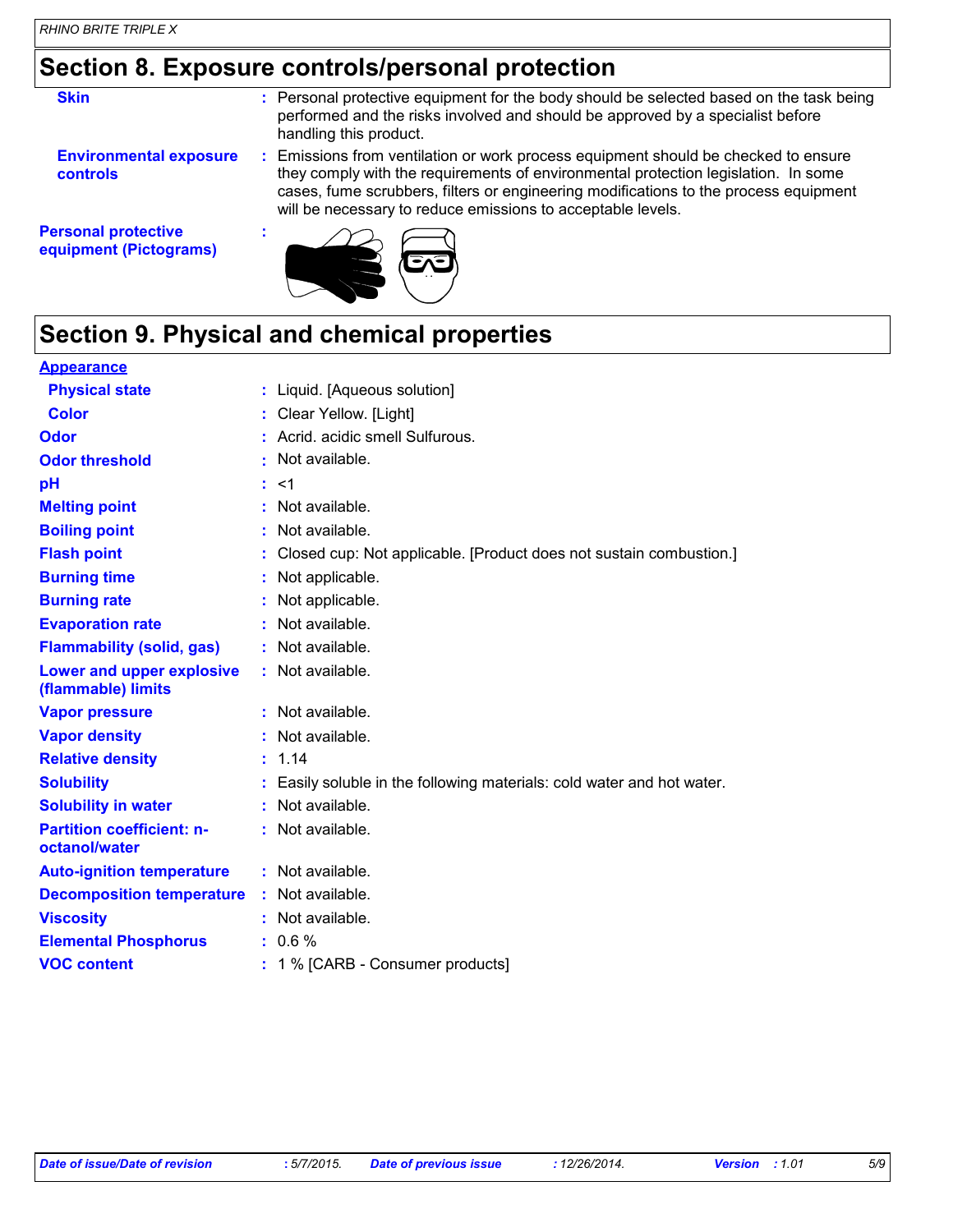## Section 8. Exposure controls/personal protection

| | | |
|---|---|---|
| **Skin** | : | Personal protective equipment for the body should be selected based on the task being performed and the risks involved and should be approved by a specialist before handling this product. |
| **Environmental exposure controls** | : | Emissions from ventilation or work process equipment should be checked to ensure they comply with the requirements of environmental protection legislation. In some cases, fume scrubbers, filters or engineering modifications to the process equipment will be necessary to reduce emissions to acceptable levels. |
| **Personal protective equipment (Pictograms)** | : | |

## Section 9. Physical and chemical properties

| | | |
|---|---|---|
| **Appearance** | | |
| **Physical state** | : | Liquid. [Aqueous solution] |
| **Color** | : | Clear Yellow. [Light] |
| **Odor** | : | Acrid. acidic smell Sulfurous. |
| **Odor threshold** | : | Not available. |
| **pH** | : | <1 |
| **Melting point** | : | Not available. |
| **Boiling point** | : | Not available. |
| **Flash point** | : | Closed cup: Not applicable. [Product does not sustain combustion.] |
| **Burning time** | : | Not applicable. |
| **Burning rate** | : | Not applicable. |
| **Evaporation rate** | : | Not available. |
| **Flammability (solid, gas)** | : | Not available. |
| **Lower and upper explosive (flammable) limits** | : | Not available. |
| **Vapor pressure** | : | Not available. |
| **Vapor density** | : | Not available. |
| **Relative density** | : | 1.14 |
| **Solubility** | : | Easily soluble in the following materials: cold water and hot water. |
| **Solubility in water** | : | Not available. |
| **Partition coefficient: n-octanol/water** | : | Not available. |
| **Auto-ignition temperature** | : | Not available. |
| **Decomposition temperature** | : | Not available. |
| **Viscosity** | : | Not available. |
| **Elemental Phosphorus** | : | 0.6 % |
| **VOC content** | : | 1 % [CARB - Consumer products] |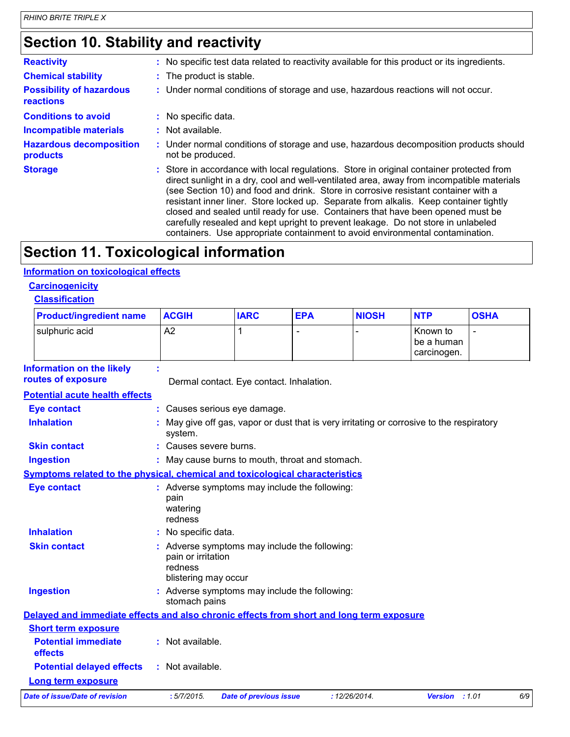# Section 10. Stability and reactivity

**Reactivity** : No specific test data related to reactivity available for this product or its ingredients.

**Chemical stability** : The product is stable.

**Possibility of hazardous reactions** : Under normal conditions of storage and use, hazardous reactions will not occur.

**Conditions to avoid** : No specific data.

**Incompatible materials** : Not available.

**Hazardous decomposition products** : Under normal conditions of storage and use, hazardous decomposition products should not be produced.

**Storage** : Store in accordance with local regulations. Store in original container protected from direct sunlight in a dry, cool and well-ventilated area, away from incompatible materials (see Section 10) and food and drink. Store in corrosive resistant container with a resistant inner liner. Store locked up. Separate from alkalis. Keep container tightly closed and sealed until ready for use. Containers that have been opened must be carefully resealed and kept upright to prevent leakage. Do not store in unlabeled containers. Use appropriate containment to avoid environmental contamination.

# Section 11. Toxicological information

## Information on toxicological effects

### Carcinogenicity

#### Classification

| Product/ingredient name | ACGIH | IARC | EPA | NIOSH | NTP | OSHA |
|---|---|---|---|---|---|---|
| sulphuric acid | A2 | 1 | - | - | Known to be a human carcinogen. | - |

**Information on the likely routes of exposure** : Dermal contact. Eye contact. Inhalation.

## Potential acute health effects

**Eye contact** : Causes serious eye damage.

**Inhalation** : May give off gas, vapor or dust that is very irritating or corrosive to the respiratory system.

**Skin contact** : Causes severe burns.

**Ingestion** : May cause burns to mouth, throat and stomach.

## Symptoms related to the physical, chemical and toxicological characteristics

**Eye contact** : Adverse symptoms may include the following:
pain
watering
redness

**Inhalation** : No specific data.

**Skin contact** : Adverse symptoms may include the following:
pain or irritation
redness
blistering may occur

**Ingestion** : Adverse symptoms may include the following:
stomach pains

## Delayed and immediate effects and also chronic effects from short and long term exposure

### Short term exposure

**Potential immediate effects** : Not available.

**Potential delayed effects** : Not available.

### Long term exposure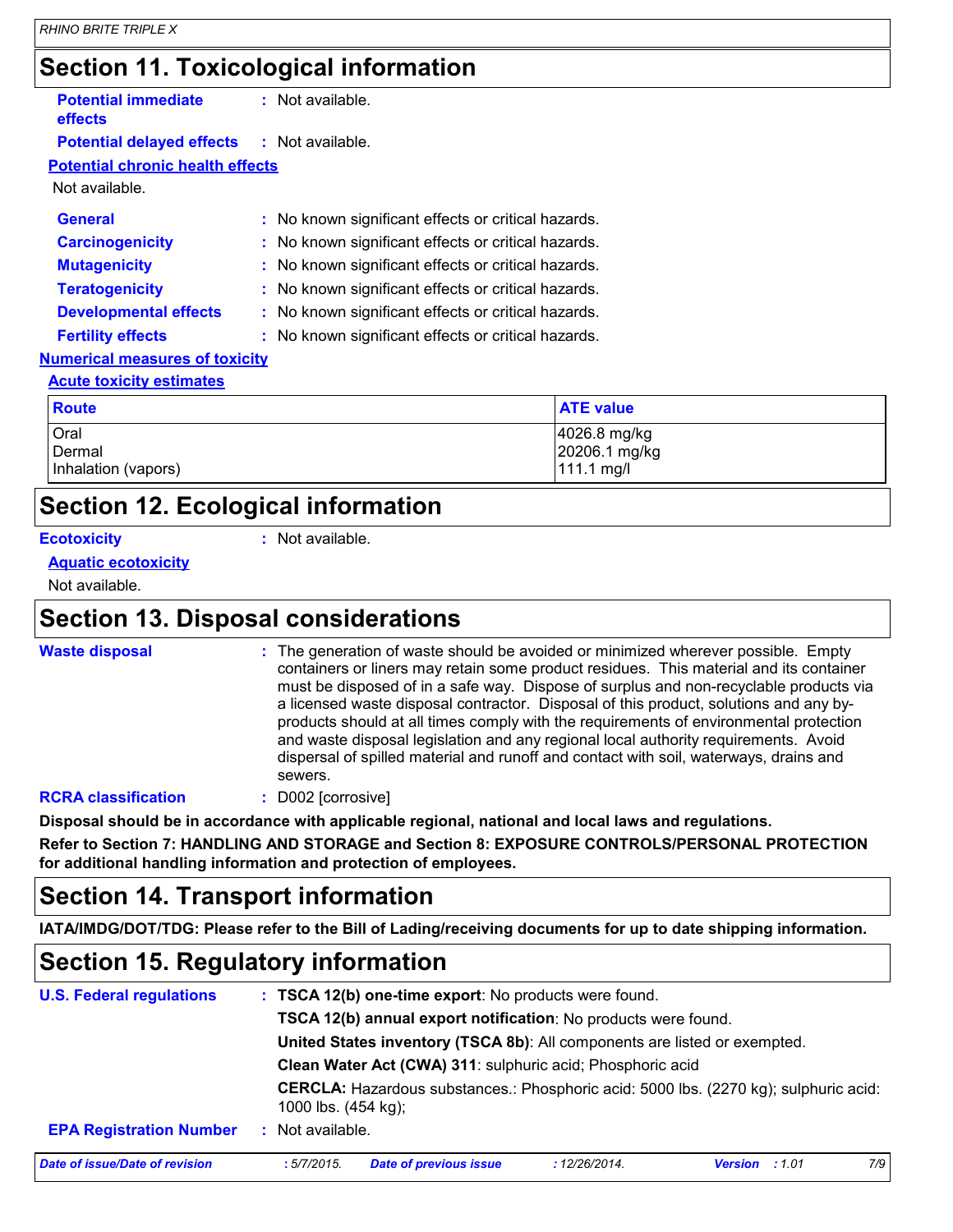## Section 11. Toxicological information

**Potential immediate effects** : Not available.

**Potential delayed effects** : Not available.

**Potential chronic health effects**

Not available.

**General** : No known significant effects or critical hazards.

**Carcinogenicity** : No known significant effects or critical hazards.

**Mutagenicity** : No known significant effects or critical hazards.

**Teratogenicity** : No known significant effects or critical hazards.

**Developmental effects** : No known significant effects or critical hazards.

**Fertility effects** : No known significant effects or critical hazards.

**Numerical measures of toxicity**

**Acute toxicity estimates**

| Route | ATE value |
| --- | --- |
| Oral | 4026.8 mg/kg |
| Dermal | 20206.1 mg/kg |
| Inhalation (vapors) | 111.1 mg/l |

## Section 12. Ecological information

**Ecotoxicity** : Not available.

**Aquatic ecotoxicity**

Not available.

## Section 13. Disposal considerations

**Waste disposal** : The generation of waste should be avoided or minimized wherever possible. Empty containers or liners may retain some product residues. This material and its container must be disposed of in a safe way. Dispose of surplus and non-recyclable products via a licensed waste disposal contractor. Disposal of this product, solutions and any by-products should at all times comply with the requirements of environmental protection and waste disposal legislation and any regional local authority requirements. Avoid dispersal of spilled material and runoff and contact with soil, waterways, drains and sewers.

**RCRA classification** : D002 [corrosive]

**Disposal should be in accordance with applicable regional, national and local laws and regulations.**

**Refer to Section 7: HANDLING AND STORAGE and Section 8: EXPOSURE CONTROLS/PERSONAL PROTECTION for additional handling information and protection of employees.**

## Section 14. Transport information

**IATA/IMDG/DOT/TDG: Please refer to the Bill of Lading/receiving documents for up to date shipping information.**

## Section 15. Regulatory information

**U.S. Federal regulations** : **TSCA 12(b) one-time export**: No products were found.

**TSCA 12(b) annual export notification**: No products were found.

**United States inventory (TSCA 8b)**: All components are listed or exempted.

**Clean Water Act (CWA) 311**: sulphuric acid; Phosphoric acid

**CERCLA:** Hazardous substances.: Phosphoric acid: 5000 lbs. (2270 kg); sulphuric acid: 1000 lbs. (454 kg);

**EPA Registration Number** : Not available.

*Date of issue/Date of revision : 5/7/2015. Date of previous issue : 12/26/2014. Version : 1.01*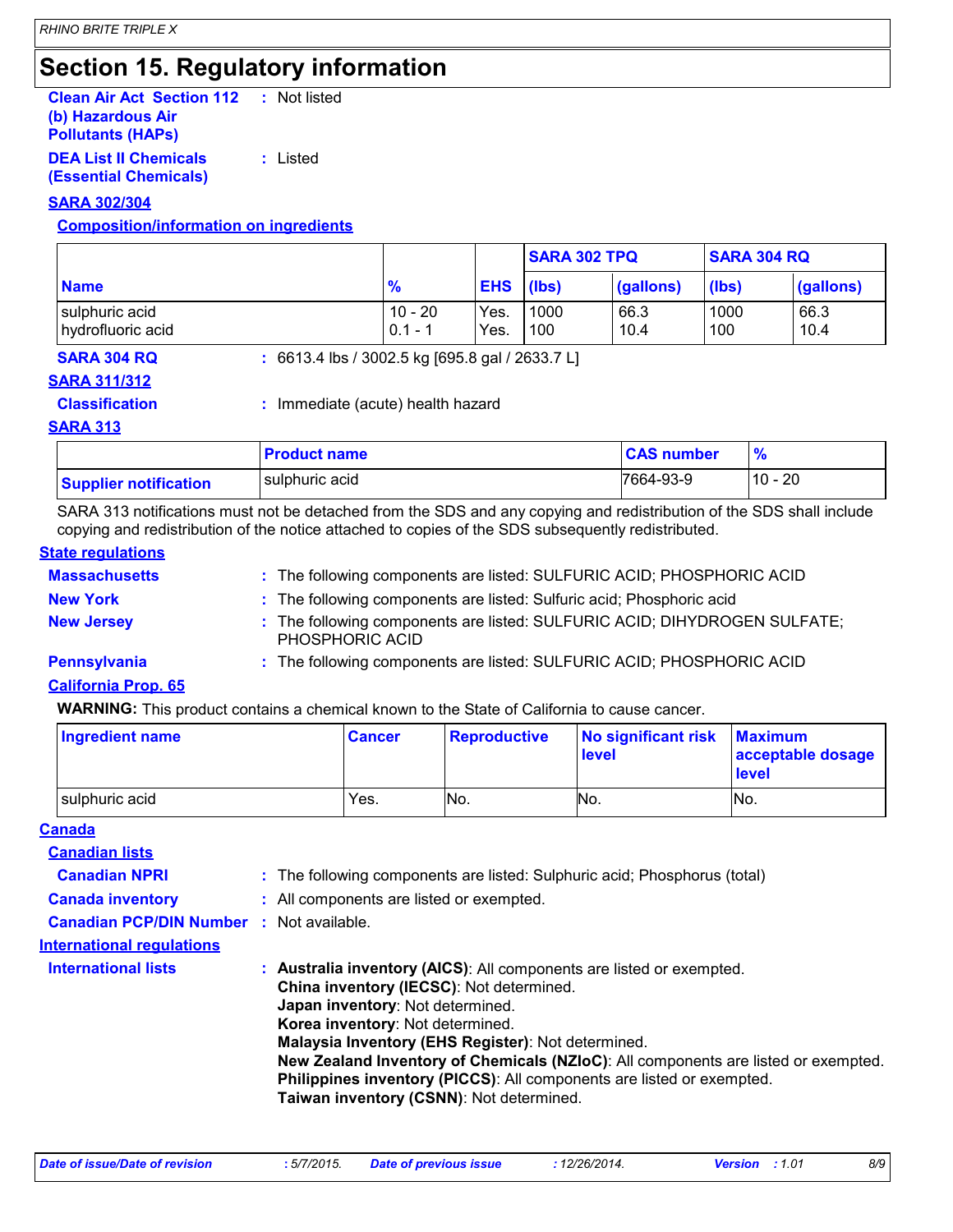# Section 15. Regulatory information

**Clean Air Act Section 112 (b) Hazardous Air Pollutants (HAPs)** : Not listed

**DEA List II Chemicals (Essential Chemicals)** : Listed

**SARA 302/304**

**Composition/information on ingredients**

| Name | % | EHS | SARA 302 TPQ | | SARA 304 RQ | |
|---|---|---|---|---|---|---|
| | | | (lbs) | (gallons) | (lbs) | (gallons) |
| sulphuric acid | 10 - 20 | Yes. | 1000 | 66.3 | 1000 | 66.3 |
| hydrofluoric acid | 0.1 - 1 | Yes. | 100 | 10.4 | 100 | 10.4 |

**SARA 304 RQ** : 6613.4 lbs / 3002.5 kg [695.8 gal / 2633.7 L]

**SARA 311/312**

**Classification** : Immediate (acute) health hazard

**SARA 313**

| | Product name | CAS number | % |
|---|---|---|---|
| Supplier notification | sulphuric acid | 7664-93-9 | 10 - 20 |

SARA 313 notifications must not be detached from the SDS and any copying and redistribution of the SDS shall include copying and redistribution of the notice attached to copies of the SDS subsequently redistributed.

**State regulations**

**Massachusetts** : The following components are listed: SULFURIC ACID; PHOSPHORIC ACID

**New York** : The following components are listed: Sulfuric acid; Phosphoric acid

**New Jersey** : The following components are listed: SULFURIC ACID; DIHYDROGEN SULFATE; PHOSPHORIC ACID

**Pennsylvania** : The following components are listed: SULFURIC ACID; PHOSPHORIC ACID

**California Prop. 65**

**WARNING:** This product contains a chemical known to the State of California to cause cancer.

| Ingredient name | Cancer | Reproductive | No significant risk level | Maximum acceptable dosage level |
|---|---|---|---|---|
| sulphuric acid | Yes. | No. | No. | No. |

**Canada**

**Canadian lists**

**Canadian NPRI** : The following components are listed: Sulphuric acid; Phosphorus (total)

**Canada inventory** : All components are listed or exempted.

**Canadian PCP/DIN Number** : Not available.

**International regulations**

**International lists** :
**Australia inventory (AICS)**: All components are listed or exempted.
**China inventory (IECSC)**: Not determined.
**Japan inventory**: Not determined.
**Korea inventory**: Not determined.
**Malaysia Inventory (EHS Register)**: Not determined.
**New Zealand Inventory of Chemicals (NZIoC)**: All components are listed or exempted.
**Philippines inventory (PICCS)**: All components are listed or exempted.
**Taiwan inventory (CSNN)**: Not determined.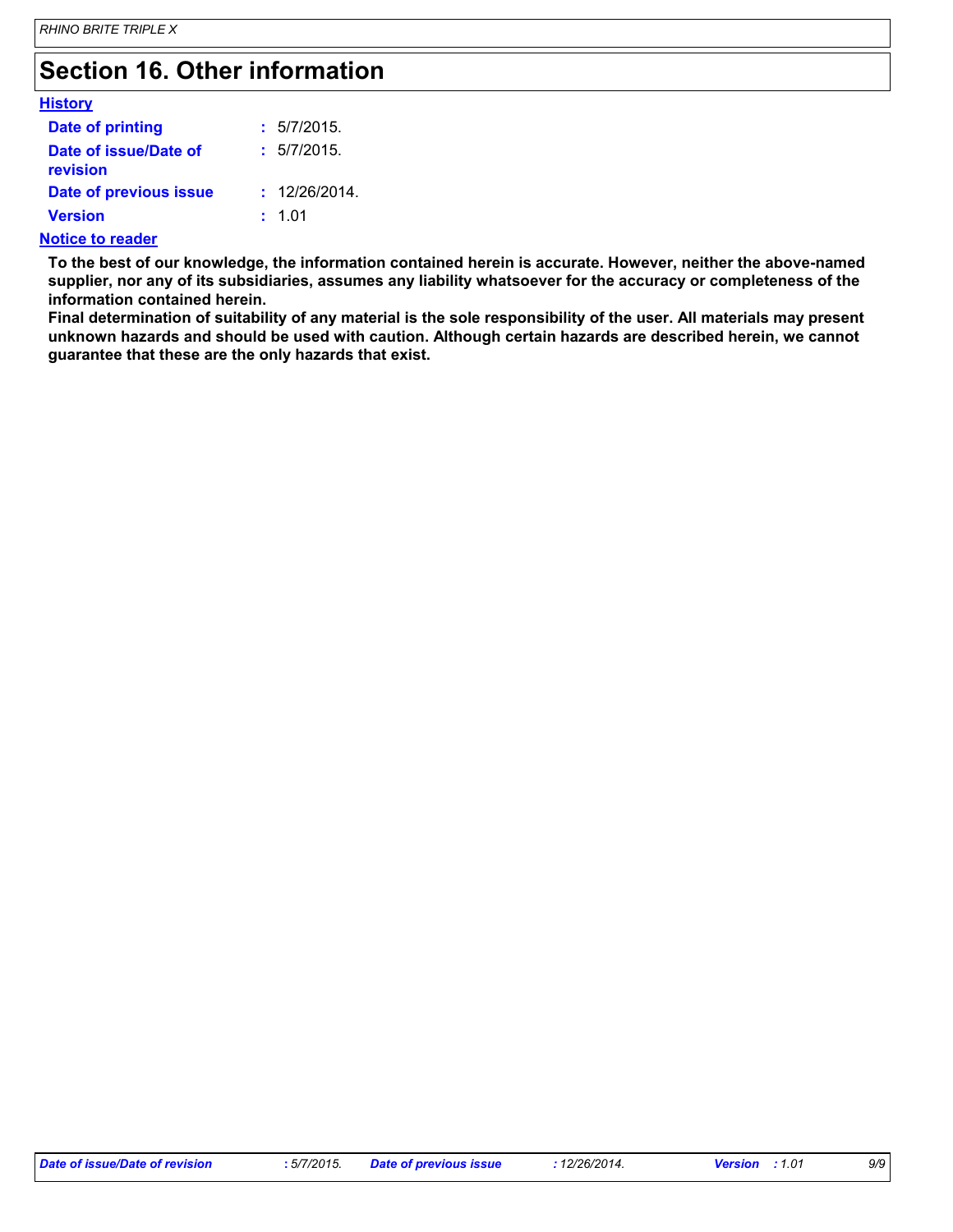## Section 16. Other information

**History**

| | | |
|---|---|---|
| **Date of printing** | : | 5/7/2015. |
| **Date of issue/Date of revision** | : | 5/7/2015. |
| **Date of previous issue** | : | 12/26/2014. |
| **Version** | : | 1.01 |

**Notice to reader**

**To the best of our knowledge, the information contained herein is accurate. However, neither the above-named supplier, nor any of its subsidiaries, assumes any liability whatsoever for the accuracy or completeness of the information contained herein.**

**Final determination of suitability of any material is the sole responsibility of the user. All materials may present unknown hazards and should be used with caution. Although certain hazards are described herein, we cannot guarantee that these are the only hazards that exist.**